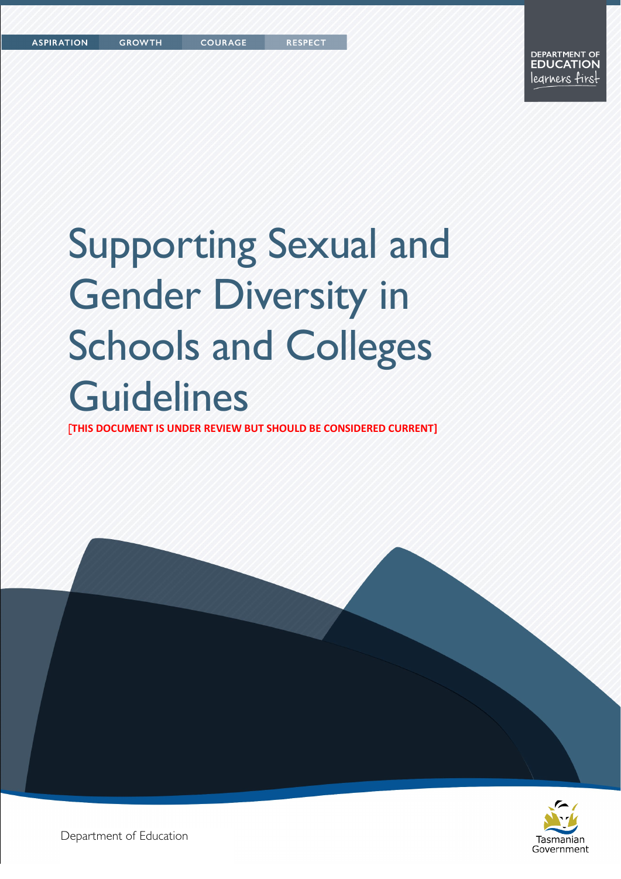ASPIRATION GROWTH COURAGE RESPECT

DEPARTMENT OF EDUCATION
learners first

# Supporting Sexual and Gender Diversity in Schools and Colleges Guidelines

**[THIS DOCUMENT IS UNDER REVIEW BUT SHOULD BE CONSIDERED CURRENT]**

Department of Education

Tasmanian Government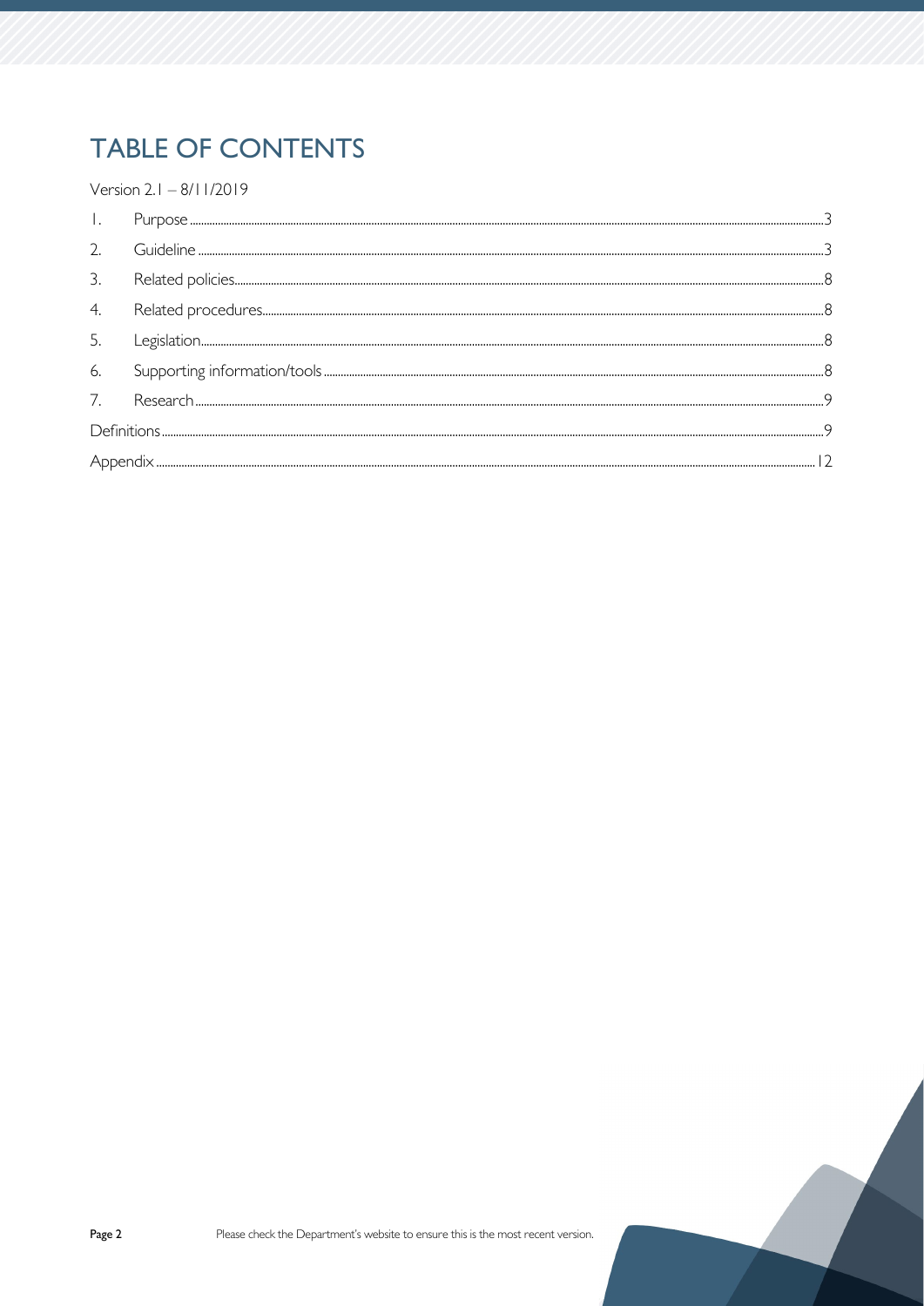# TABLE OF CONTENTS

Version 2.1 – 8/11/2019

| | | |
|---|---|---|
| 1. | Purpose | 3 |
| 2. | Guideline | 3 |
| 3. | Related policies | 8 |
| 4. | Related procedures | 8 |
| 5. | Legislation | 8 |
| 6. | Supporting information/tools | 8 |
| 7. | Research | 9 |
| Definitions | | 9 |
| Appendix | | 12 |

Please check the Department's website to ensure this is the most recent version.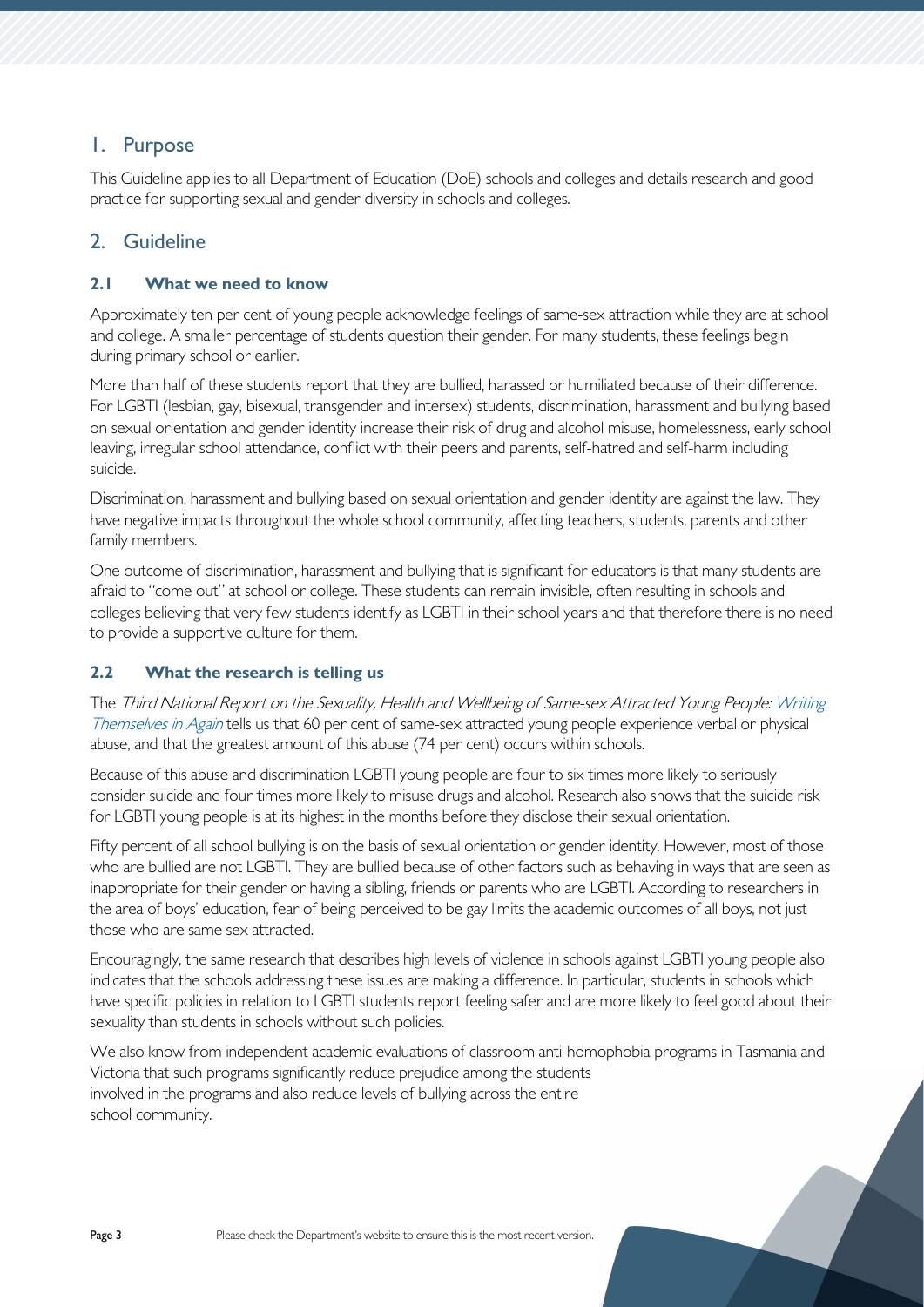## 1. Purpose

This Guideline applies to all Department of Education (DoE) schools and colleges and details research and good practice for supporting sexual and gender diversity in schools and colleges.

## 2. Guideline

### 2.1 What we need to know

Approximately ten per cent of young people acknowledge feelings of same-sex attraction while they are at school and college. A smaller percentage of students question their gender. For many students, these feelings begin during primary school or earlier.

More than half of these students report that they are bullied, harassed or humiliated because of their difference. For LGBTI (lesbian, gay, bisexual, transgender and intersex) students, discrimination, harassment and bullying based on sexual orientation and gender identity increase their risk of drug and alcohol misuse, homelessness, early school leaving, irregular school attendance, conflict with their peers and parents, self-hatred and self-harm including suicide.

Discrimination, harassment and bullying based on sexual orientation and gender identity are against the law. They have negative impacts throughout the whole school community, affecting teachers, students, parents and other family members.

One outcome of discrimination, harassment and bullying that is significant for educators is that many students are afraid to "come out" at school or college. These students can remain invisible, often resulting in schools and colleges believing that very few students identify as LGBTI in their school years and that therefore there is no need to provide a supportive culture for them.

### 2.2 What the research is telling us

The *Third National Report on the Sexuality, Health and Wellbeing of Same-sex Attracted Young People: Writing Themselves in Again* tells us that 60 per cent of same-sex attracted young people experience verbal or physical abuse, and that the greatest amount of this abuse (74 per cent) occurs within schools.

Because of this abuse and discrimination LGBTI young people are four to six times more likely to seriously consider suicide and four times more likely to misuse drugs and alcohol. Research also shows that the suicide risk for LGBTI young people is at its highest in the months before they disclose their sexual orientation.

Fifty percent of all school bullying is on the basis of sexual orientation or gender identity. However, most of those who are bullied are not LGBTI. They are bullied because of other factors such as behaving in ways that are seen as inappropriate for their gender or having a sibling, friends or parents who are LGBTI. According to researchers in the area of boys' education, fear of being perceived to be gay limits the academic outcomes of all boys, not just those who are same sex attracted.

Encouragingly, the same research that describes high levels of violence in schools against LGBTI young people also indicates that the schools addressing these issues are making a difference. In particular, students in schools which have specific policies in relation to LGBTI students report feeling safer and are more likely to feel good about their sexuality than students in schools without such policies.

We also know from independent academic evaluations of classroom anti-homophobia programs in Tasmania and Victoria that such programs significantly reduce prejudice among the students involved in the programs and also reduce levels of bullying across the entire school community.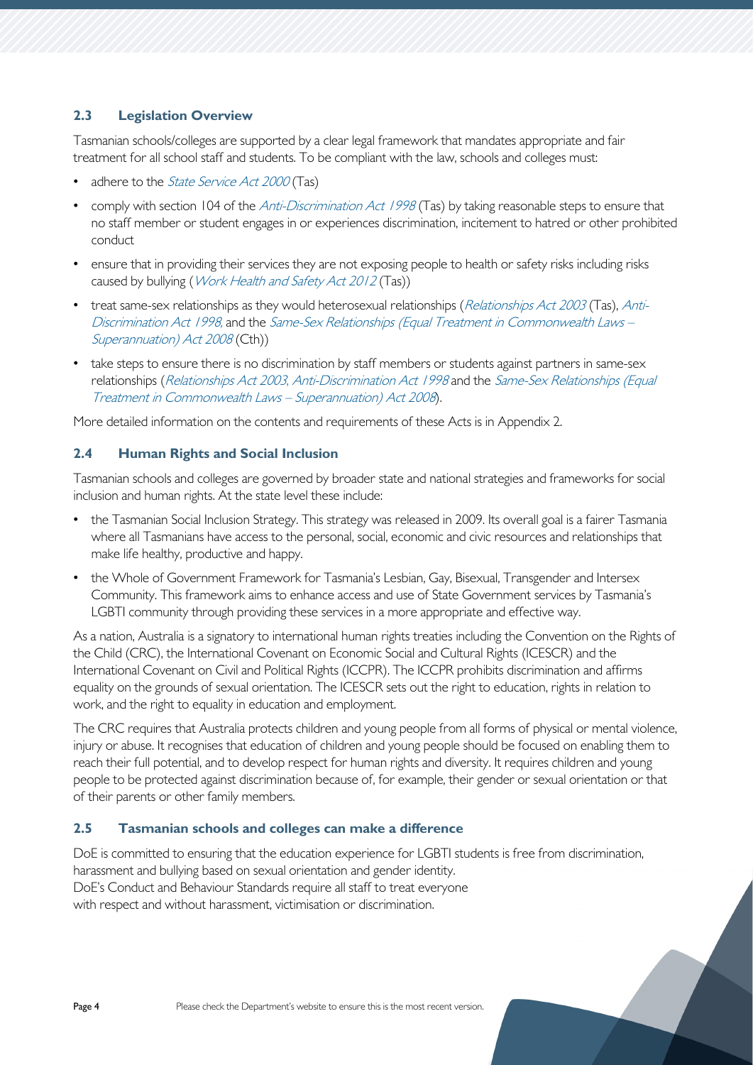### 2.3 Legislation Overview

Tasmanian schools/colleges are supported by a clear legal framework that mandates appropriate and fair treatment for all school staff and students. To be compliant with the law, schools and colleges must:

- adhere to the *State Service Act 2000* (Tas)
- comply with section 104 of the *Anti-Discrimination Act 1998* (Tas) by taking reasonable steps to ensure that no staff member or student engages in or experiences discrimination, incitement to hatred or other prohibited conduct
- ensure that in providing their services they are not exposing people to health or safety risks including risks caused by bullying (*Work Health and Safety Act 2012* (Tas))
- treat same-sex relationships as they would heterosexual relationships (*Relationships Act 2003* (Tas), *Anti-Discrimination Act 1998*, and the *Same-Sex Relationships (Equal Treatment in Commonwealth Laws – Superannuation) Act 2008* (Cth))
- take steps to ensure there is no discrimination by staff members or students against partners in same-sex relationships (*Relationships Act 2003*, *Anti-Discrimination Act 1998* and the *Same-Sex Relationships (Equal Treatment in Commonwealth Laws – Superannuation) Act 2008*).

More detailed information on the contents and requirements of these Acts is in Appendix 2.

### 2.4 Human Rights and Social Inclusion

Tasmanian schools and colleges are governed by broader state and national strategies and frameworks for social inclusion and human rights. At the state level these include:

- the Tasmanian Social Inclusion Strategy. This strategy was released in 2009. Its overall goal is a fairer Tasmania where all Tasmanians have access to the personal, social, economic and civic resources and relationships that make life healthy, productive and happy.
- the Whole of Government Framework for Tasmania's Lesbian, Gay, Bisexual, Transgender and Intersex Community. This framework aims to enhance access and use of State Government services by Tasmania's LGBTI community through providing these services in a more appropriate and effective way.

As a nation, Australia is a signatory to international human rights treaties including the Convention on the Rights of the Child (CRC), the International Covenant on Economic Social and Cultural Rights (ICESCR) and the International Covenant on Civil and Political Rights (ICCPR). The ICCPR prohibits discrimination and affirms equality on the grounds of sexual orientation. The ICESCR sets out the right to education, rights in relation to work, and the right to equality in education and employment.

The CRC requires that Australia protects children and young people from all forms of physical or mental violence, injury or abuse. It recognises that education of children and young people should be focused on enabling them to reach their full potential, and to develop respect for human rights and diversity. It requires children and young people to be protected against discrimination because of, for example, their gender or sexual orientation or that of their parents or other family members.

### 2.5 Tasmanian schools and colleges can make a difference

DoE is committed to ensuring that the education experience for LGBTI students is free from discrimination, harassment and bullying based on sexual orientation and gender identity.
DoE's Conduct and Behaviour Standards require all staff to treat everyone with respect and without harassment, victimisation or discrimination.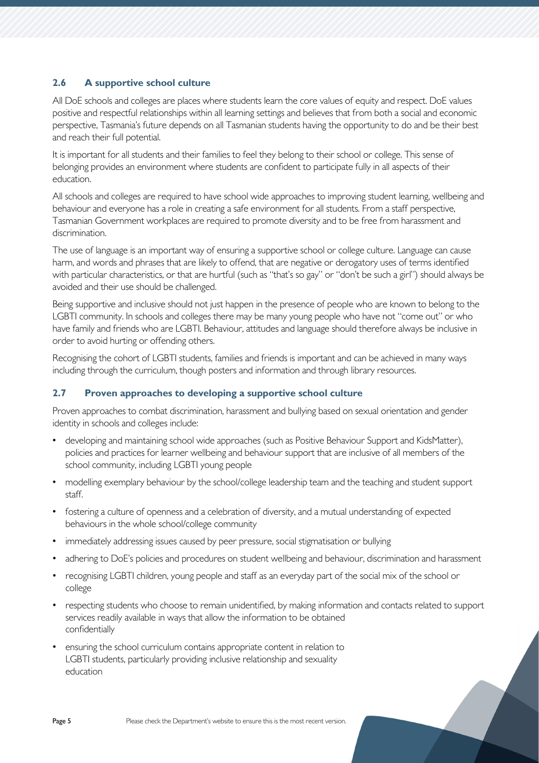### 2.6 A supportive school culture

All DoE schools and colleges are places where students learn the core values of equity and respect. DoE values positive and respectful relationships within all learning settings and believes that from both a social and economic perspective, Tasmania's future depends on all Tasmanian students having the opportunity to do and be their best and reach their full potential.

It is important for all students and their families to feel they belong to their school or college. This sense of belonging provides an environment where students are confident to participate fully in all aspects of their education.

All schools and colleges are required to have school wide approaches to improving student learning, wellbeing and behaviour and everyone has a role in creating a safe environment for all students. From a staff perspective, Tasmanian Government workplaces are required to promote diversity and to be free from harassment and discrimination.

The use of language is an important way of ensuring a supportive school or college culture. Language can cause harm, and words and phrases that are likely to offend, that are negative or derogatory uses of terms identified with particular characteristics, or that are hurtful (such as "that's so gay" or "don't be such a girl") should always be avoided and their use should be challenged.

Being supportive and inclusive should not just happen in the presence of people who are known to belong to the LGBTI community. In schools and colleges there may be many young people who have not "come out" or who have family and friends who are LGBTI. Behaviour, attitudes and language should therefore always be inclusive in order to avoid hurting or offending others.

Recognising the cohort of LGBTI students, families and friends is important and can be achieved in many ways including through the curriculum, though posters and information and through library resources.

### 2.7 Proven approaches to developing a supportive school culture

Proven approaches to combat discrimination, harassment and bullying based on sexual orientation and gender identity in schools and colleges include:

- developing and maintaining school wide approaches (such as Positive Behaviour Support and KidsMatter), policies and practices for learner wellbeing and behaviour support that are inclusive of all members of the school community, including LGBTI young people
- modelling exemplary behaviour by the school/college leadership team and the teaching and student support staff.
- fostering a culture of openness and a celebration of diversity, and a mutual understanding of expected behaviours in the whole school/college community
- immediately addressing issues caused by peer pressure, social stigmatisation or bullying
- adhering to DoE's policies and procedures on student wellbeing and behaviour, discrimination and harassment
- recognising LGBTI children, young people and staff as an everyday part of the social mix of the school or college
- respecting students who choose to remain unidentified, by making information and contacts related to support services readily available in ways that allow the information to be obtained confidentially
- ensuring the school curriculum contains appropriate content in relation to LGBTI students, particularly providing inclusive relationship and sexuality education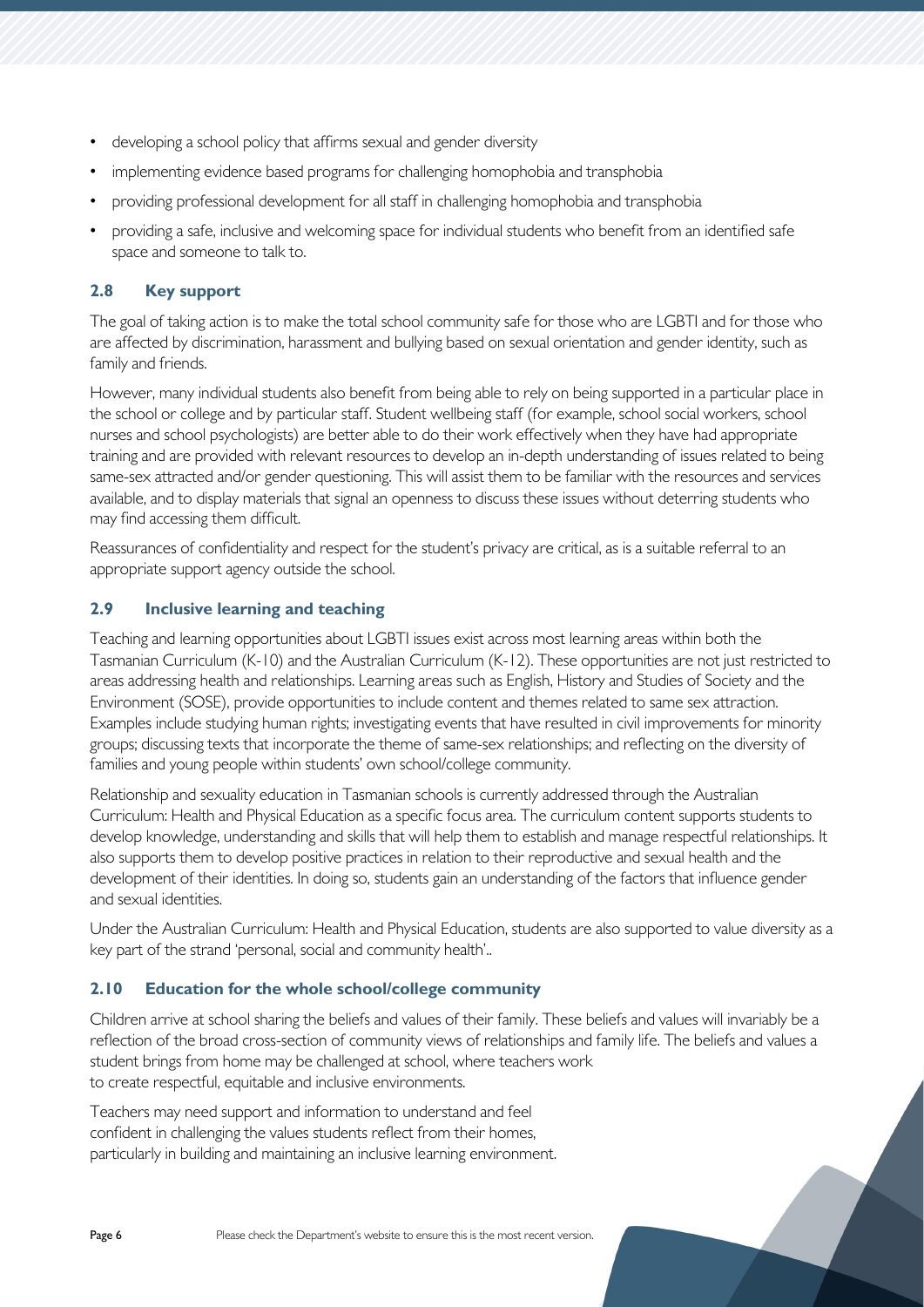- developing a school policy that affirms sexual and gender diversity
- implementing evidence based programs for challenging homophobia and transphobia
- providing professional development for all staff in challenging homophobia and transphobia
- providing a safe, inclusive and welcoming space for individual students who benefit from an identified safe space and someone to talk to.

### 2.8 Key support

The goal of taking action is to make the total school community safe for those who are LGBTI and for those who are affected by discrimination, harassment and bullying based on sexual orientation and gender identity, such as family and friends.

However, many individual students also benefit from being able to rely on being supported in a particular place in the school or college and by particular staff. Student wellbeing staff (for example, school social workers, school nurses and school psychologists) are better able to do their work effectively when they have had appropriate training and are provided with relevant resources to develop an in-depth understanding of issues related to being same-sex attracted and/or gender questioning. This will assist them to be familiar with the resources and services available, and to display materials that signal an openness to discuss these issues without deterring students who may find accessing them difficult.

Reassurances of confidentiality and respect for the student's privacy are critical, as is a suitable referral to an appropriate support agency outside the school.

### 2.9 Inclusive learning and teaching

Teaching and learning opportunities about LGBTI issues exist across most learning areas within both the Tasmanian Curriculum (K-10) and the Australian Curriculum (K-12). These opportunities are not just restricted to areas addressing health and relationships. Learning areas such as English, History and Studies of Society and the Environment (SOSE), provide opportunities to include content and themes related to same sex attraction. Examples include studying human rights; investigating events that have resulted in civil improvements for minority groups; discussing texts that incorporate the theme of same-sex relationships; and reflecting on the diversity of families and young people within students' own school/college community.

Relationship and sexuality education in Tasmanian schools is currently addressed through the Australian Curriculum: Health and Physical Education as a specific focus area. The curriculum content supports students to develop knowledge, understanding and skills that will help them to establish and manage respectful relationships. It also supports them to develop positive practices in relation to their reproductive and sexual health and the development of their identities. In doing so, students gain an understanding of the factors that influence gender and sexual identities.

Under the Australian Curriculum: Health and Physical Education, students are also supported to value diversity as a key part of the strand 'personal, social and community health'..

### 2.10 Education for the whole school/college community

Children arrive at school sharing the beliefs and values of their family. These beliefs and values will invariably be a reflection of the broad cross-section of community views of relationships and family life. The beliefs and values a student brings from home may be challenged at school, where teachers work to create respectful, equitable and inclusive environments.

Teachers may need support and information to understand and feel confident in challenging the values students reflect from their homes, particularly in building and maintaining an inclusive learning environment.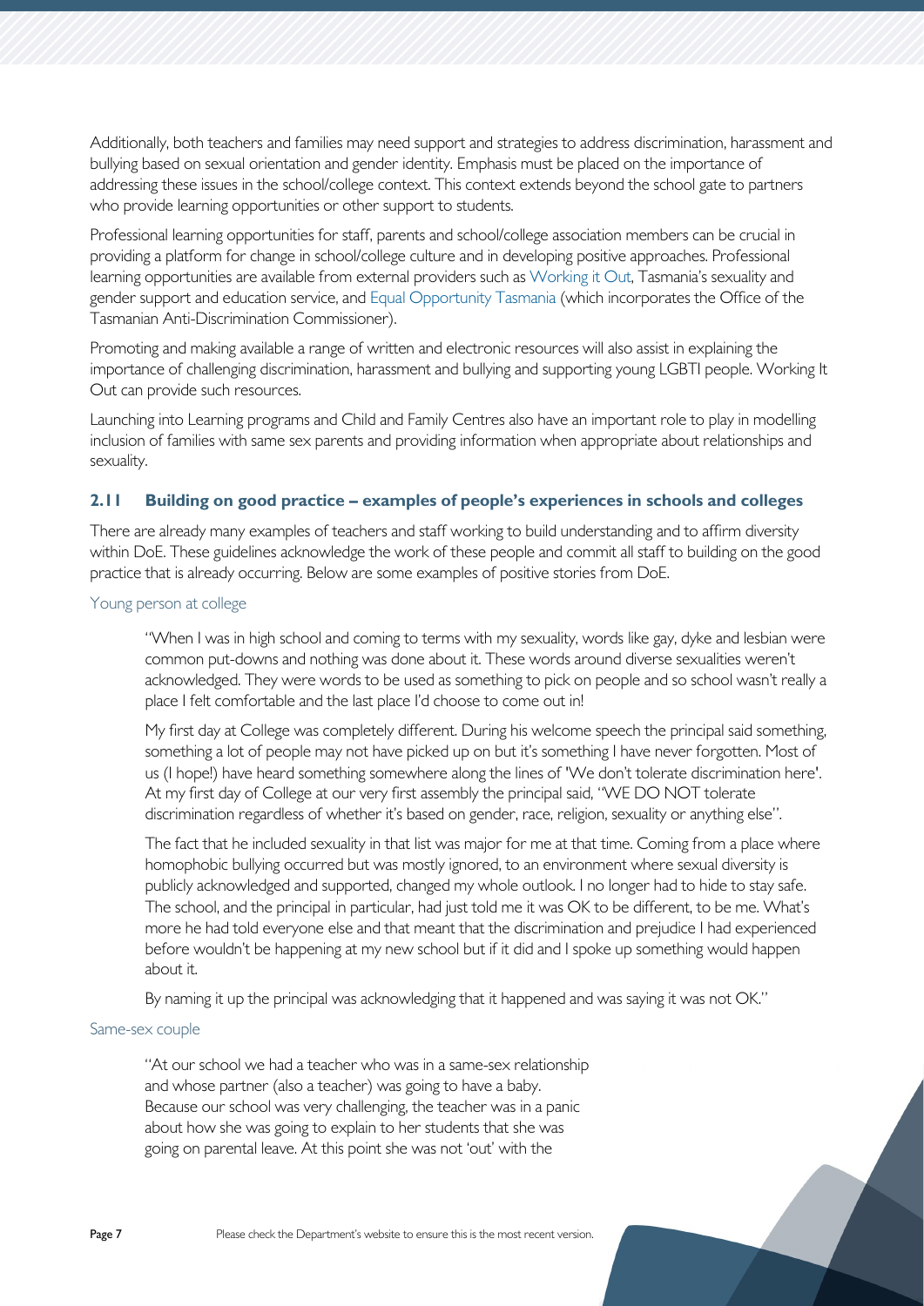Additionally, both teachers and families may need support and strategies to address discrimination, harassment and bullying based on sexual orientation and gender identity. Emphasis must be placed on the importance of addressing these issues in the school/college context. This context extends beyond the school gate to partners who provide learning opportunities or other support to students.

Professional learning opportunities for staff, parents and school/college association members can be crucial in providing a platform for change in school/college culture and in developing positive approaches. Professional learning opportunities are available from external providers such as Working it Out, Tasmania's sexuality and gender support and education service, and Equal Opportunity Tasmania (which incorporates the Office of the Tasmanian Anti-Discrimination Commissioner).

Promoting and making available a range of written and electronic resources will also assist in explaining the importance of challenging discrimination, harassment and bullying and supporting young LGBTI people. Working It Out can provide such resources.

Launching into Learning programs and Child and Family Centres also have an important role to play in modelling inclusion of families with same sex parents and providing information when appropriate about relationships and sexuality.

## 2.11 Building on good practice – examples of people's experiences in schools and colleges

There are already many examples of teachers and staff working to build understanding and to affirm diversity within DoE. These guidelines acknowledge the work of these people and commit all staff to building on the good practice that is already occurring. Below are some examples of positive stories from DoE.

### Young person at college

> "When I was in high school and coming to terms with my sexuality, words like gay, dyke and lesbian were common put-downs and nothing was done about it. These words around diverse sexualities weren't acknowledged. They were words to be used as something to pick on people and so school wasn't really a place I felt comfortable and the last place I'd choose to come out in!
>
> My first day at College was completely different. During his welcome speech the principal said something, something a lot of people may not have picked up on but it's something I have never forgotten. Most of us (I hope!) have heard something somewhere along the lines of 'We don't tolerate discrimination here'. At my first day of College at our very first assembly the principal said, "WE DO NOT tolerate discrimination regardless of whether it's based on gender, race, religion, sexuality or anything else".
>
> The fact that he included sexuality in that list was major for me at that time. Coming from a place where homophobic bullying occurred but was mostly ignored, to an environment where sexual diversity is publicly acknowledged and supported, changed my whole outlook. I no longer had to hide to stay safe. The school, and the principal in particular, had just told me it was OK to be different, to be me. What's more he had told everyone else and that meant that the discrimination and prejudice I had experienced before wouldn't be happening at my new school but if it did and I spoke up something would happen about it.
>
> By naming it up the principal was acknowledging that it happened and was saying it was not OK."

### Same-sex couple

> "At our school we had a teacher who was in a same-sex relationship and whose partner (also a teacher) was going to have a baby. Because our school was very challenging, the teacher was in a panic about how she was going to explain to her students that she was going on parental leave. At this point she was not 'out' with the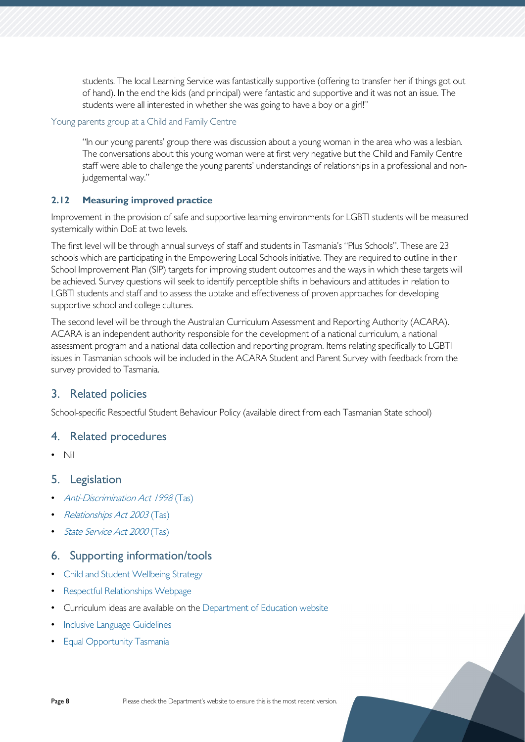> students. The local Learning Service was fantastically supportive (offering to transfer her if things got out of hand). In the end the kids (and principal) were fantastic and supportive and it was not an issue. The students were all interested in whether she was going to have a boy or a girl!"

Young parents group at a Child and Family Centre

> "In our young parents' group there was discussion about a young woman in the area who was a lesbian. The conversations about this young woman were at first very negative but the Child and Family Centre staff were able to challenge the young parents' understandings of relationships in a professional and non-judgemental way."

### 2.12 Measuring improved practice

Improvement in the provision of safe and supportive learning environments for LGBTI students will be measured systemically within DoE at two levels.

The first level will be through annual surveys of staff and students in Tasmania's "Plus Schools". These are 23 schools which are participating in the Empowering Local Schools initiative. They are required to outline in their School Improvement Plan (SIP) targets for improving student outcomes and the ways in which these targets will be achieved. Survey questions will seek to identify perceptible shifts in behaviours and attitudes in relation to LGBTI students and staff and to assess the uptake and effectiveness of proven approaches for developing supportive school and college cultures.

The second level will be through the Australian Curriculum Assessment and Reporting Authority (ACARA). ACARA is an independent authority responsible for the development of a national curriculum, a national assessment program and a national data collection and reporting program. Items relating specifically to LGBTI issues in Tasmanian schools will be included in the ACARA Student and Parent Survey with feedback from the survey provided to Tasmania.

## 3. Related policies

School-specific Respectful Student Behaviour Policy (available direct from each Tasmanian State school)

## 4. Related procedures

- Nil

## 5. Legislation

- *Anti-Discrimination Act 1998* (Tas)
- *Relationships Act 2003* (Tas)
- *State Service Act 2000* (Tas)

## 6. Supporting information/tools

- Child and Student Wellbeing Strategy
- Respectful Relationships Webpage
- Curriculum ideas are available on the Department of Education website
- Inclusive Language Guidelines
- Equal Opportunity Tasmania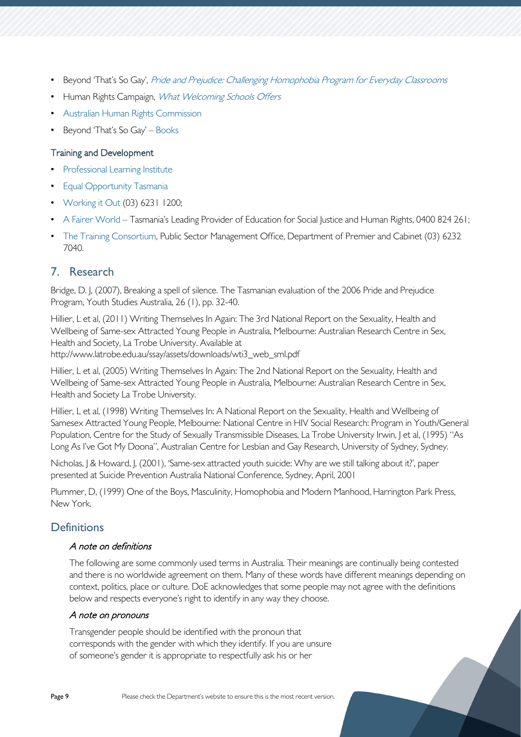- Beyond 'That's So Gay', *Pride and Prejudice: Challenging Homophobia Program for Everyday Classrooms*
- Human Rights Campaign, *What Welcoming Schools Offers*
- Australian Human Rights Commission
- Beyond 'That's So Gay' – Books

### Training and Development

- Professional Learning Institute
- Equal Opportunity Tasmania
- Working it Out (03) 6231 1200;
- A Fairer World – Tasmania's Leading Provider of Education for Social Justice and Human Rights, 0400 824 261;
- The Training Consortium, Public Sector Management Office, Department of Premier and Cabinet (03) 6232 7040.

## 7. Research

Bridge, D. J, (2007), Breaking a spell of silence. The Tasmanian evaluation of the 2006 Pride and Prejudice Program, Youth Studies Australia, 26 (1), pp. 32-40.

Hillier, L et al, (2011) Writing Themselves In Again: The 3rd National Report on the Sexuality, Health and Wellbeing of Same-sex Attracted Young People in Australia, Melbourne: Australian Research Centre in Sex, Health and Society, La Trobe University. Available at http://www.latrobe.edu.au/ssay/assets/downloads/wti3_web_sml.pdf

Hillier, L et al, (2005) Writing Themselves In Again: The 2nd National Report on the Sexuality, Health and Wellbeing of Same-sex Attracted Young People in Australia, Melbourne: Australian Research Centre in Sex, Health and Society La Trobe University.

Hillier, L et al, (1998) Writing Themselves In: A National Report on the Sexuality, Health and Wellbeing of Samesex Attracted Young People, Melbourne: National Centre in HIV Social Research: Program in Youth/General Population, Centre for the Study of Sexually Transmissible Diseases, La Trobe University Irwin, J et al, (1995) "As Long As I've Got My Doona", Australian Centre for Lesbian and Gay Research, University of Sydney, Sydney.

Nicholas, J & Howard, J, (2001), 'Same-sex attracted youth suicide: Why are we still talking about it?', paper presented at Suicide Prevention Australia National Conference, Sydney, April, 2001

Plummer, D, (1999) One of the Boys, Masculinity, Homophobia and Modern Manhood, Harrington Park Press, New York.

## Definitions

#### *A note on definitions*

The following are some commonly used terms in Australia. Their meanings are continually being contested and there is no worldwide agreement on them. Many of these words have different meanings depending on context, politics, place or culture. DoE acknowledges that some people may not agree with the definitions below and respects everyone's right to identify in any way they choose.

#### *A note on pronouns*

Transgender people should be identified with the pronoun that corresponds with the gender with which they identify. If you are unsure of someone's gender it is appropriate to respectfully ask his or her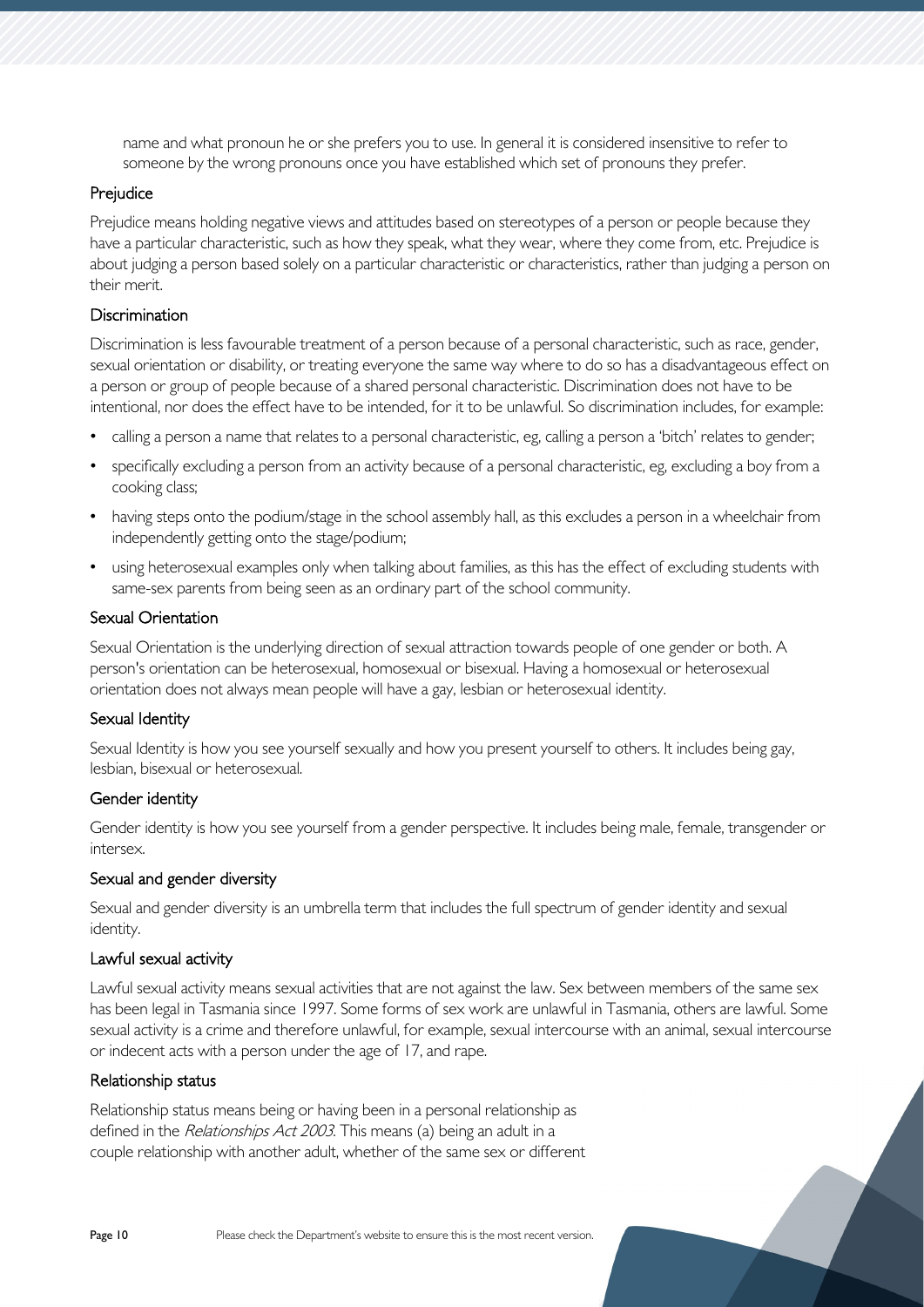name and what pronoun he or she prefers you to use. In general it is considered insensitive to refer to someone by the wrong pronouns once you have established which set of pronouns they prefer.

### Prejudice

Prejudice means holding negative views and attitudes based on stereotypes of a person or people because they have a particular characteristic, such as how they speak, what they wear, where they come from, etc. Prejudice is about judging a person based solely on a particular characteristic or characteristics, rather than judging a person on their merit.

### Discrimination

Discrimination is less favourable treatment of a person because of a personal characteristic, such as race, gender, sexual orientation or disability, or treating everyone the same way where to do so has a disadvantageous effect on a person or group of people because of a shared personal characteristic. Discrimination does not have to be intentional, nor does the effect have to be intended, for it to be unlawful. So discrimination includes, for example:

- calling a person a name that relates to a personal characteristic, eg, calling a person a 'bitch' relates to gender;
- specifically excluding a person from an activity because of a personal characteristic, eg, excluding a boy from a cooking class;
- having steps onto the podium/stage in the school assembly hall, as this excludes a person in a wheelchair from independently getting onto the stage/podium;
- using heterosexual examples only when talking about families, as this has the effect of excluding students with same-sex parents from being seen as an ordinary part of the school community.

### Sexual Orientation

Sexual Orientation is the underlying direction of sexual attraction towards people of one gender or both. A person's orientation can be heterosexual, homosexual or bisexual. Having a homosexual or heterosexual orientation does not always mean people will have a gay, lesbian or heterosexual identity.

### Sexual Identity

Sexual Identity is how you see yourself sexually and how you present yourself to others. It includes being gay, lesbian, bisexual or heterosexual.

### Gender identity

Gender identity is how you see yourself from a gender perspective. It includes being male, female, transgender or intersex.

### Sexual and gender diversity

Sexual and gender diversity is an umbrella term that includes the full spectrum of gender identity and sexual identity.

### Lawful sexual activity

Lawful sexual activity means sexual activities that are not against the law. Sex between members of the same sex has been legal in Tasmania since 1997. Some forms of sex work are unlawful in Tasmania, others are lawful. Some sexual activity is a crime and therefore unlawful, for example, sexual intercourse with an animal, sexual intercourse or indecent acts with a person under the age of 17, and rape.

### Relationship status

Relationship status means being or having been in a personal relationship as defined in the *Relationships Act 2003*. This means (a) being an adult in a couple relationship with another adult, whether of the same sex or different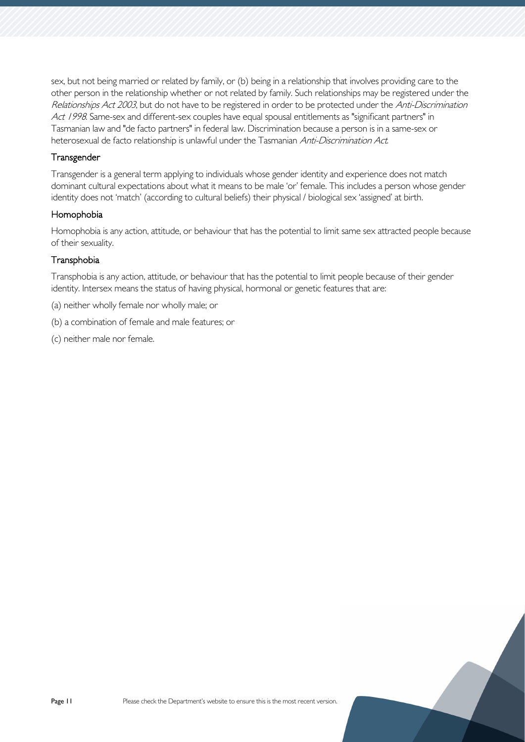sex, but not being married or related by family, or (b) being in a relationship that involves providing care to the other person in the relationship whether or not related by family. Such relationships may be registered under the *Relationships Act 2003*, but do not have to be registered in order to be protected under the *Anti-Discrimination Act 1998*. Same-sex and different-sex couples have equal spousal entitlements as "significant partners" in Tasmanian law and "de facto partners" in federal law. Discrimination because a person is in a same-sex or heterosexual de facto relationship is unlawful under the Tasmanian *Anti-Discrimination Act*.

### Transgender

Transgender is a general term applying to individuals whose gender identity and experience does not match dominant cultural expectations about what it means to be male 'or' female. This includes a person whose gender identity does not 'match' (according to cultural beliefs) their physical / biological sex 'assigned' at birth.

### Homophobia

Homophobia is any action, attitude, or behaviour that has the potential to limit same sex attracted people because of their sexuality.

### Transphobia

Transphobia is any action, attitude, or behaviour that has the potential to limit people because of their gender identity. Intersex means the status of having physical, hormonal or genetic features that are:

(a) neither wholly female nor wholly male; or

(b) a combination of female and male features; or

(c) neither male nor female.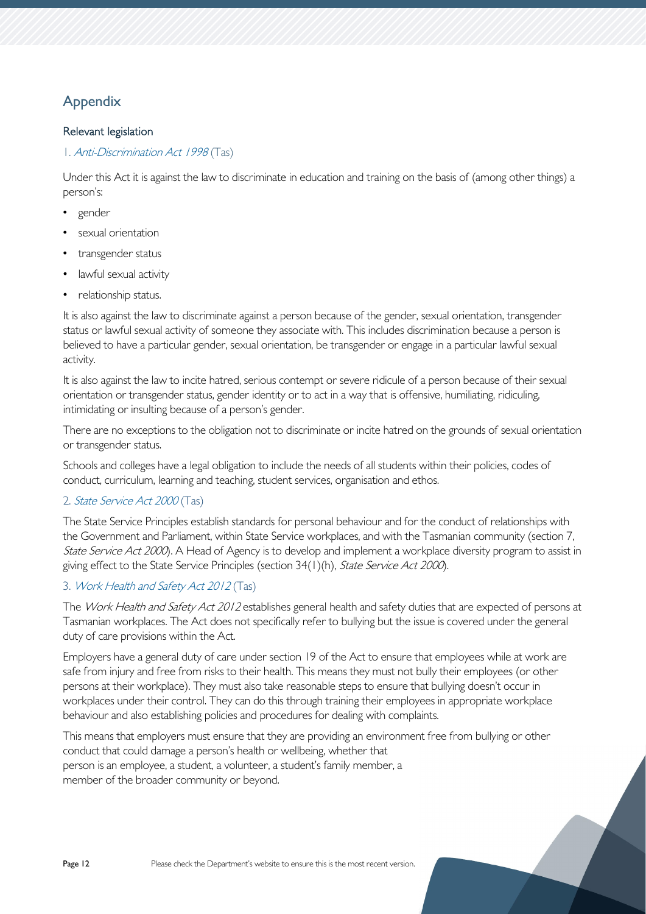## Appendix

### Relevant legislation

#### 1. *Anti-Discrimination Act 1998* (Tas)

Under this Act it is against the law to discriminate in education and training on the basis of (among other things) a person's:

- gender
- sexual orientation
- transgender status
- lawful sexual activity
- relationship status.

It is also against the law to discriminate against a person because of the gender, sexual orientation, transgender status or lawful sexual activity of someone they associate with. This includes discrimination because a person is believed to have a particular gender, sexual orientation, be transgender or engage in a particular lawful sexual activity.

It is also against the law to incite hatred, serious contempt or severe ridicule of a person because of their sexual orientation or transgender status, gender identity or to act in a way that is offensive, humiliating, ridiculing, intimidating or insulting because of a person's gender.

There are no exceptions to the obligation not to discriminate or incite hatred on the grounds of sexual orientation or transgender status.

Schools and colleges have a legal obligation to include the needs of all students within their policies, codes of conduct, curriculum, learning and teaching, student services, organisation and ethos.

#### 2. *State Service Act 2000* (Tas)

The State Service Principles establish standards for personal behaviour and for the conduct of relationships with the Government and Parliament, within State Service workplaces, and with the Tasmanian community (section 7, *State Service Act 2000*). A Head of Agency is to develop and implement a workplace diversity program to assist in giving effect to the State Service Principles (section 34(1)(h), *State Service Act 2000*).

#### 3. *Work Health and Safety Act 2012* (Tas)

The *Work Health and Safety Act 2012* establishes general health and safety duties that are expected of persons at Tasmanian workplaces. The Act does not specifically refer to bullying but the issue is covered under the general duty of care provisions within the Act.

Employers have a general duty of care under section 19 of the Act to ensure that employees while at work are safe from injury and free from risks to their health. This means they must not bully their employees (or other persons at their workplace). They must also take reasonable steps to ensure that bullying doesn't occur in workplaces under their control. They can do this through training their employees in appropriate workplace behaviour and also establishing policies and procedures for dealing with complaints.

This means that employers must ensure that they are providing an environment free from bullying or other conduct that could damage a person's health or wellbeing, whether that person is an employee, a student, a volunteer, a student's family member, a member of the broader community or beyond.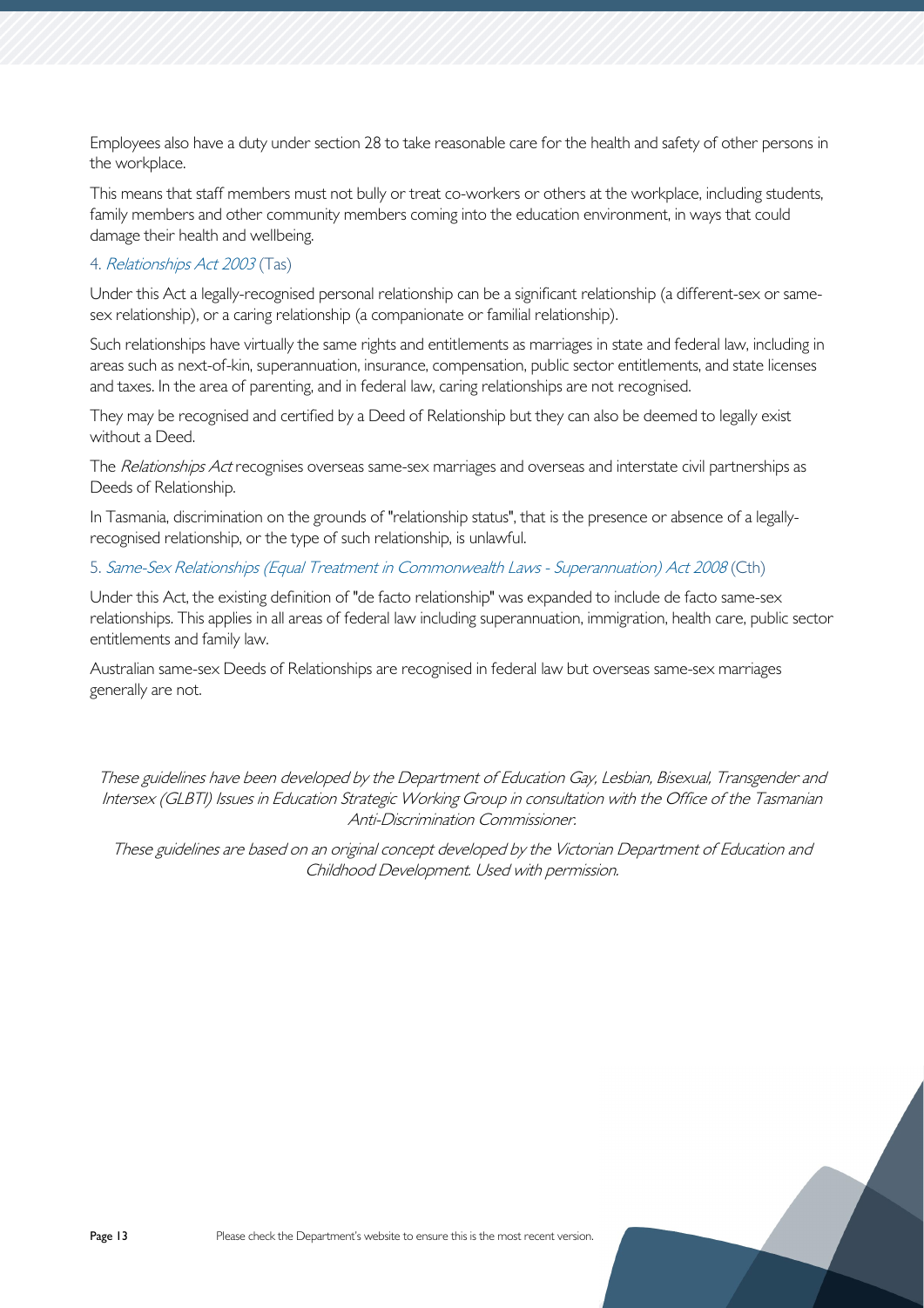Employees also have a duty under section 28 to take reasonable care for the health and safety of other persons in the workplace.

This means that staff members must not bully or treat co-workers or others at the workplace, including students, family members and other community members coming into the education environment, in ways that could damage their health and wellbeing.

### 4. *Relationships Act 2003* (Tas)

Under this Act a legally-recognised personal relationship can be a significant relationship (a different-sex or same-sex relationship), or a caring relationship (a companionate or familial relationship).

Such relationships have virtually the same rights and entitlements as marriages in state and federal law, including in areas such as next-of-kin, superannuation, insurance, compensation, public sector entitlements, and state licenses and taxes. In the area of parenting, and in federal law, caring relationships are not recognised.

They may be recognised and certified by a Deed of Relationship but they can also be deemed to legally exist without a Deed.

The *Relationships Act* recognises overseas same-sex marriages and overseas and interstate civil partnerships as Deeds of Relationship.

In Tasmania, discrimination on the grounds of "relationship status", that is the presence or absence of a legally-recognised relationship, or the type of such relationship, is unlawful.

### 5. *Same-Sex Relationships (Equal Treatment in Commonwealth Laws - Superannuation) Act 2008* (Cth)

Under this Act, the existing definition of "de facto relationship" was expanded to include de facto same-sex relationships. This applies in all areas of federal law including superannuation, immigration, health care, public sector entitlements and family law.

Australian same-sex Deeds of Relationships are recognised in federal law but overseas same-sex marriages generally are not.

*These guidelines have been developed by the Department of Education Gay, Lesbian, Bisexual, Transgender and Intersex (GLBTI) Issues in Education Strategic Working Group in consultation with the Office of the Tasmanian Anti-Discrimination Commissioner.*

*These guidelines are based on an original concept developed by the Victorian Department of Education and Childhood Development. Used with permission.*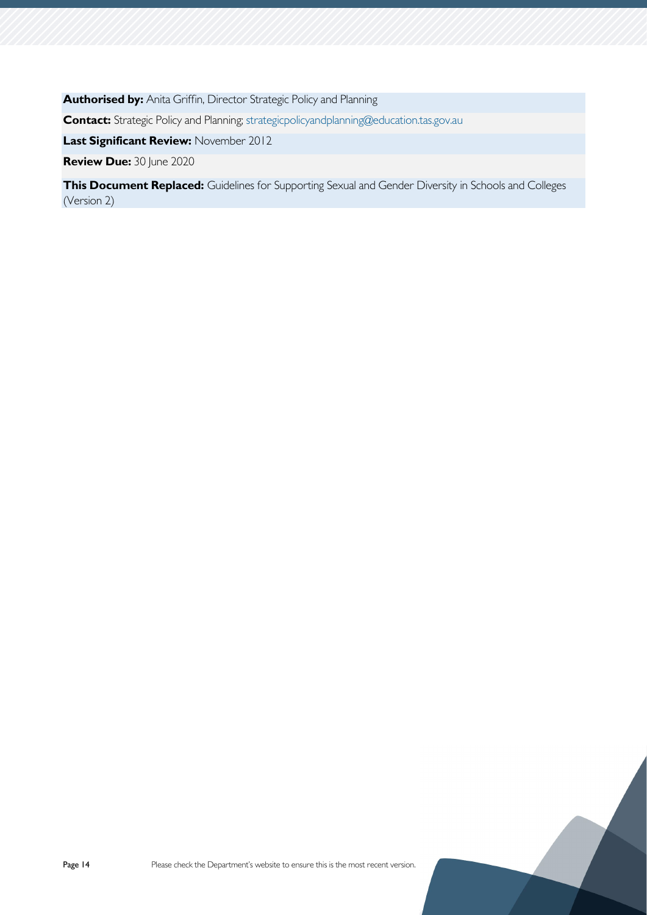**Authorised by:** Anita Griffin, Director Strategic Policy and Planning

**Contact:** Strategic Policy and Planning; strategicpolicyandplanning@education.tas.gov.au

**Last Significant Review:** November 2012

**Review Due:** 30 June 2020

**This Document Replaced:** Guidelines for Supporting Sexual and Gender Diversity in Schools and Colleges (Version 2)

Please check the Department's website to ensure this is the most recent version.